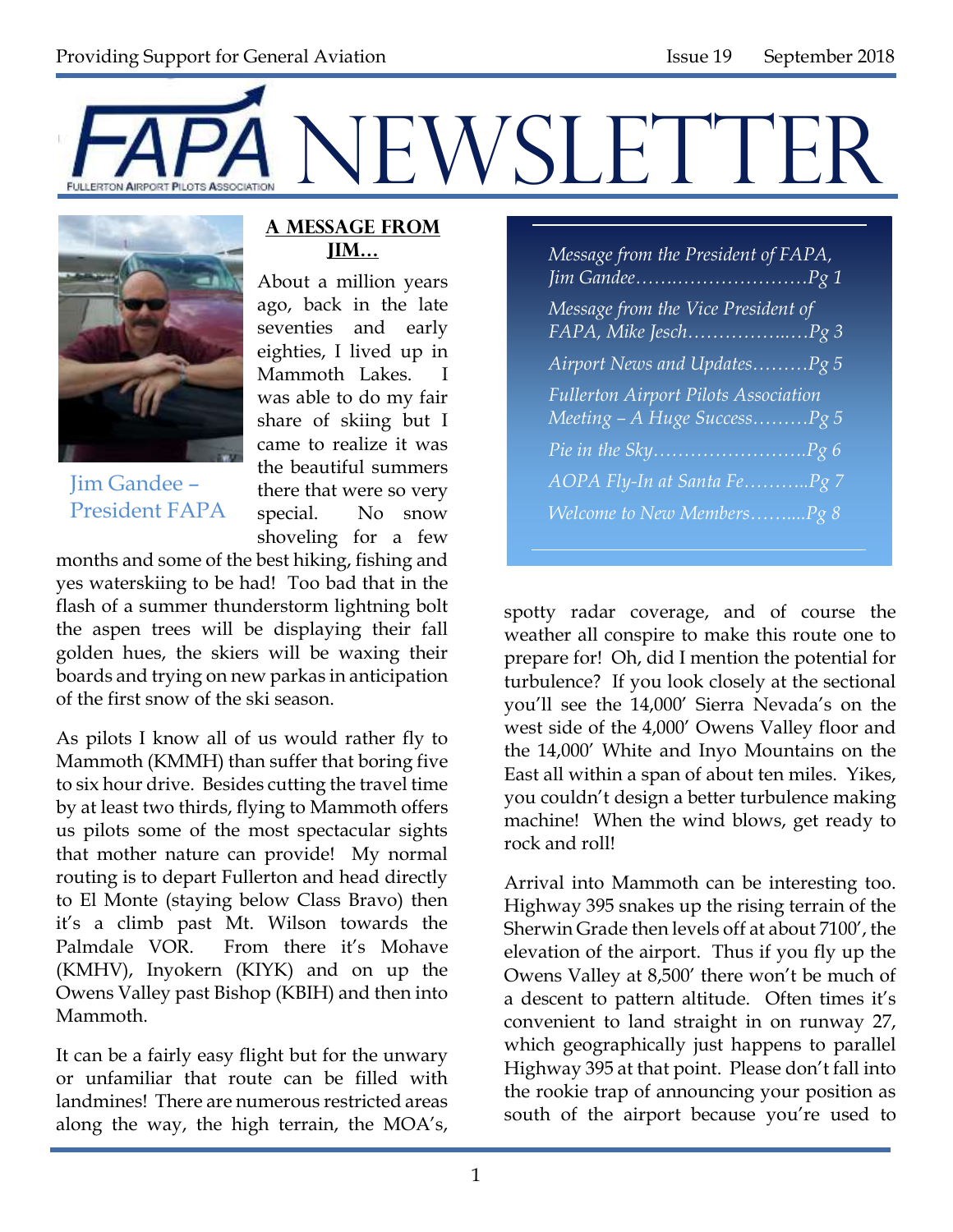Providing Support for General Aviation — Issue 19 — September 2018

# FAPA NEWSLETTER

FULLERTON AIRPORT PILOTS ASSOCIATION

*Message from the President of FAPA, Jim Gandee……………………………Pg 1*

*Message from the Vice President of FAPA, Mike Jesch…………………..…Pg 3*

*Airport News and Updates………Pg 5*

*Fullerton Airport Pilots Association Meeting – A Huge Success………Pg 5*

*Pie in the Sky…………………….Pg 6*

*AOPA Fly-In at Santa Fe………..Pg 7*

*Welcome to New Members……....Pg 8*

Jim Gandee – President FAPA

## A MESSAGE FROM JIM…

About a million years ago, back in the late seventies and early eighties, I lived up in Mammoth Lakes. I was able to do my fair share of skiing but I came to realize it was the beautiful summers there that were so very special. No snow shoveling for a few months and some of the best hiking, fishing and yes waterskiing to be had! Too bad that in the flash of a summer thunderstorm lightning bolt the aspen trees will be displaying their fall golden hues, the skiers will be waxing their boards and trying on new parkas in anticipation of the first snow of the ski season.

As pilots I know all of us would rather fly to Mammoth (KMMH) than suffer that boring five to six hour drive. Besides cutting the travel time by at least two thirds, flying to Mammoth offers us pilots some of the most spectacular sights that mother nature can provide! My normal routing is to depart Fullerton and head directly to El Monte (staying below Class Bravo) then it's a climb past Mt. Wilson towards the Palmdale VOR. From there it's Mohave (KMHV), Inyokern (KIYK) and on up the Owens Valley past Bishop (KBIH) and then into Mammoth.

It can be a fairly easy flight but for the unwary or unfamiliar that route can be filled with landmines! There are numerous restricted areas along the way, the high terrain, the MOA's, spotty radar coverage, and of course the weather all conspire to make this route one to prepare for! Oh, did I mention the potential for turbulence? If you look closely at the sectional you'll see the 14,000' Sierra Nevada's on the west side of the 4,000' Owens Valley floor and the 14,000' White and Inyo Mountains on the East all within a span of about ten miles. Yikes, you couldn't design a better turbulence making machine! When the wind blows, get ready to rock and roll!

Arrival into Mammoth can be interesting too. Highway 395 snakes up the rising terrain of the Sherwin Grade then levels off at about 7100', the elevation of the airport. Thus if you fly up the Owens Valley at 8,500' there won't be much of a descent to pattern altitude. Often times it's convenient to land straight in on runway 27, which geographically just happens to parallel Highway 395 at that point. Please don't fall into the rookie trap of announcing your position as south of the airport because you're used to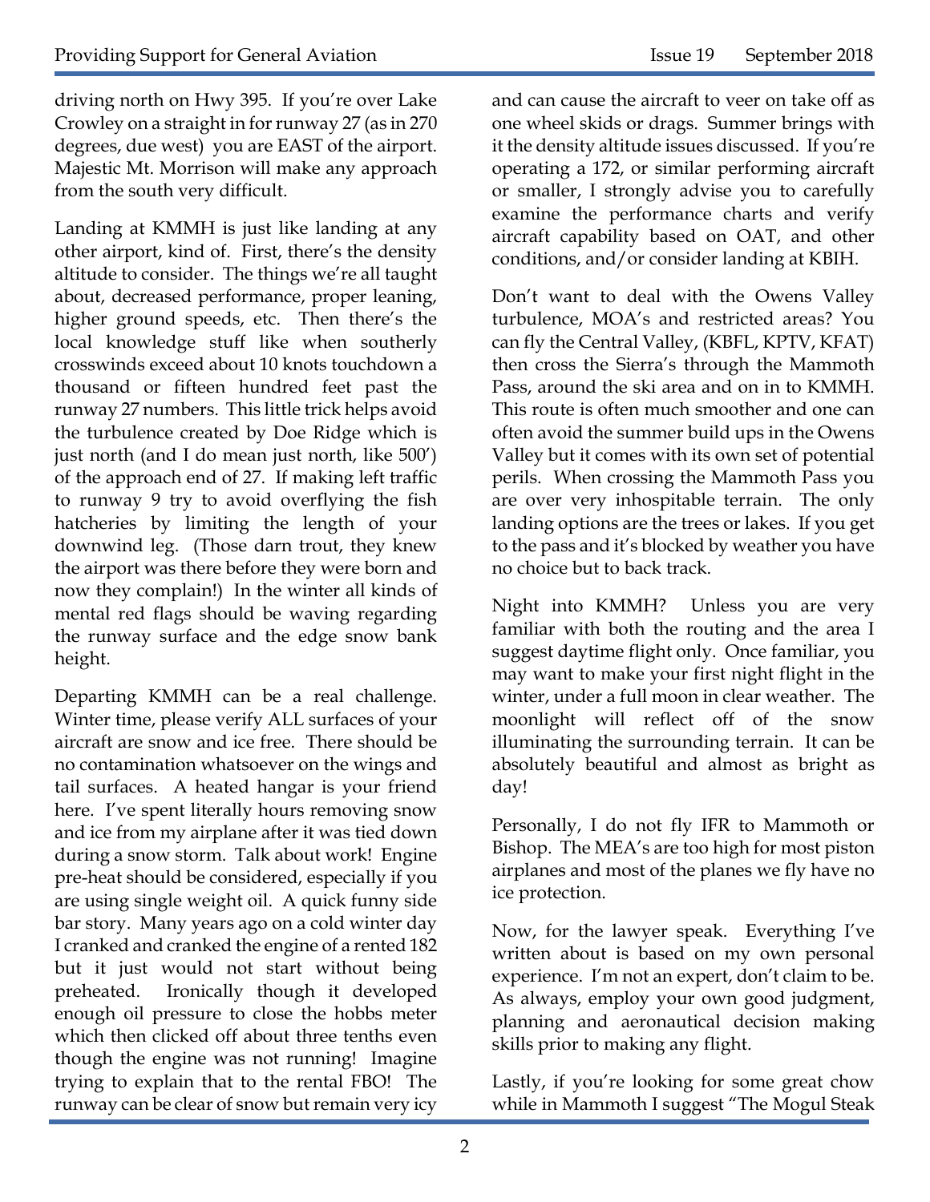driving north on Hwy 395. If you're over Lake Crowley on a straight in for runway 27 (as in 270 degrees, due west) you are EAST of the airport. Majestic Mt. Morrison will make any approach from the south very difficult.

Landing at KMMH is just like landing at any other airport, kind of. First, there's the density altitude to consider. The things we're all taught about, decreased performance, proper leaning, higher ground speeds, etc. Then there's the local knowledge stuff like when southerly crosswinds exceed about 10 knots touchdown a thousand or fifteen hundred feet past the runway 27 numbers. This little trick helps avoid the turbulence created by Doe Ridge which is just north (and I do mean just north, like 500') of the approach end of 27. If making left traffic to runway 9 try to avoid overflying the fish hatcheries by limiting the length of your downwind leg. (Those darn trout, they knew the airport was there before they were born and now they complain!) In the winter all kinds of mental red flags should be waving regarding the runway surface and the edge snow bank height.

Departing KMMH can be a real challenge. Winter time, please verify ALL surfaces of your aircraft are snow and ice free. There should be no contamination whatsoever on the wings and tail surfaces. A heated hangar is your friend here. I've spent literally hours removing snow and ice from my airplane after it was tied down during a snow storm. Talk about work! Engine pre-heat should be considered, especially if you are using single weight oil. A quick funny side bar story. Many years ago on a cold winter day I cranked and cranked the engine of a rented 182 but it just would not start without being preheated. Ironically though it developed enough oil pressure to close the hobbs meter which then clicked off about three tenths even though the engine was not running! Imagine trying to explain that to the rental FBO! The runway can be clear of snow but remain very icy and can cause the aircraft to veer on take off as one wheel skids or drags. Summer brings with it the density altitude issues discussed. If you're operating a 172, or similar performing aircraft or smaller, I strongly advise you to carefully examine the performance charts and verify aircraft capability based on OAT, and other conditions, and/or consider landing at KBIH.

Don't want to deal with the Owens Valley turbulence, MOA's and restricted areas? You can fly the Central Valley, (KBFL, KPTV, KFAT) then cross the Sierra's through the Mammoth Pass, around the ski area and on in to KMMH. This route is often much smoother and one can often avoid the summer build ups in the Owens Valley but it comes with its own set of potential perils. When crossing the Mammoth Pass you are over very inhospitable terrain. The only landing options are the trees or lakes. If you get to the pass and it's blocked by weather you have no choice but to back track.

Night into KMMH? Unless you are very familiar with both the routing and the area I suggest daytime flight only. Once familiar, you may want to make your first night flight in the winter, under a full moon in clear weather. The moonlight will reflect off of the snow illuminating the surrounding terrain. It can be absolutely beautiful and almost as bright as day!

Personally, I do not fly IFR to Mammoth or Bishop. The MEA's are too high for most piston airplanes and most of the planes we fly have no ice protection.

Now, for the lawyer speak. Everything I've written about is based on my own personal experience. I'm not an expert, don't claim to be. As always, employ your own good judgment, planning and aeronautical decision making skills prior to making any flight.

Lastly, if you're looking for some great chow while in Mammoth I suggest "The Mogul Steak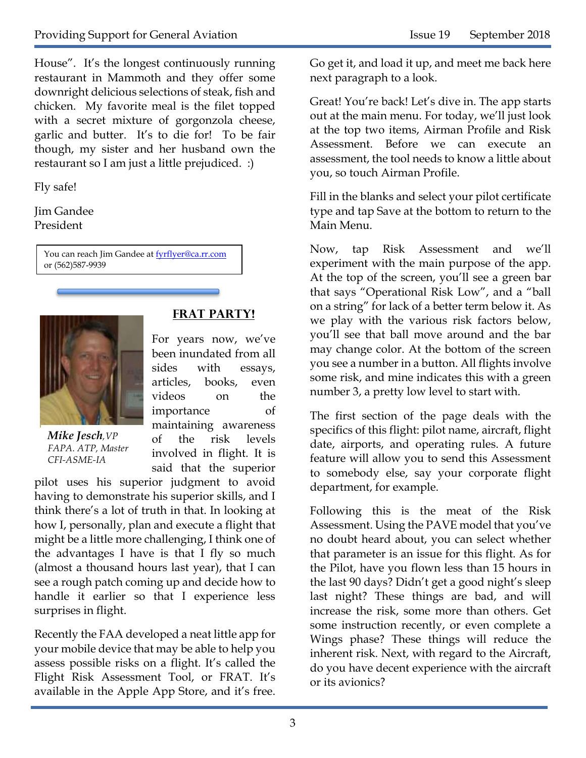House". It's the longest continuously running restaurant in Mammoth and they offer some downright delicious selections of steak, fish and chicken. My favorite meal is the filet topped with a secret mixture of gorgonzola cheese, garlic and butter. It's to die for! To be fair though, my sister and her husband own the restaurant so I am just a little prejudiced. :)

Fly safe!

Jim Gandee
President

You can reach Jim Gandee at fyrflyer@ca.rr.com or (562)587-9939

## FRAT PARTY!

*Mike Jesch*, *VP*
*FAPA. ATP, Master CFI-ASME-IA*

For years now, we've been inundated from all sides with essays, articles, books, even videos on the importance of maintaining awareness of the risk levels involved in flight. It is said that the superior pilot uses his superior judgment to avoid having to demonstrate his superior skills, and I think there's a lot of truth in that. In looking at how I, personally, plan and execute a flight that might be a little more challenging, I think one of the advantages I have is that I fly so much (almost a thousand hours last year), that I can see a rough patch coming up and decide how to handle it earlier so that I experience less surprises in flight.

Recently the FAA developed a neat little app for your mobile device that may be able to help you assess possible risks on a flight. It's called the Flight Risk Assessment Tool, or FRAT. It's available in the Apple App Store, and it's free. Go get it, and load it up, and meet me back here next paragraph to a look.

Great! You're back! Let's dive in. The app starts out at the main menu. For today, we'll just look at the top two items, Airman Profile and Risk Assessment. Before we can execute an assessment, the tool needs to know a little about you, so touch Airman Profile.

Fill in the blanks and select your pilot certificate type and tap Save at the bottom to return to the Main Menu.

Now, tap Risk Assessment and we'll experiment with the main purpose of the app. At the top of the screen, you'll see a green bar that says "Operational Risk Low", and a "ball on a string" for lack of a better term below it. As we play with the various risk factors below, you'll see that ball move around and the bar may change color. At the bottom of the screen you see a number in a button. All flights involve some risk, and mine indicates this with a green number 3, a pretty low level to start with.

The first section of the page deals with the specifics of this flight: pilot name, aircraft, flight date, airports, and operating rules. A future feature will allow you to send this Assessment to somebody else, say your corporate flight department, for example.

Following this is the meat of the Risk Assessment. Using the PAVE model that you've no doubt heard about, you can select whether that parameter is an issue for this flight. As for the Pilot, have you flown less than 15 hours in the last 90 days? Didn't get a good night's sleep last night? These things are bad, and will increase the risk, some more than others. Get some instruction recently, or even complete a Wings phase? These things will reduce the inherent risk. Next, with regard to the Aircraft, do you have decent experience with the aircraft or its avionics?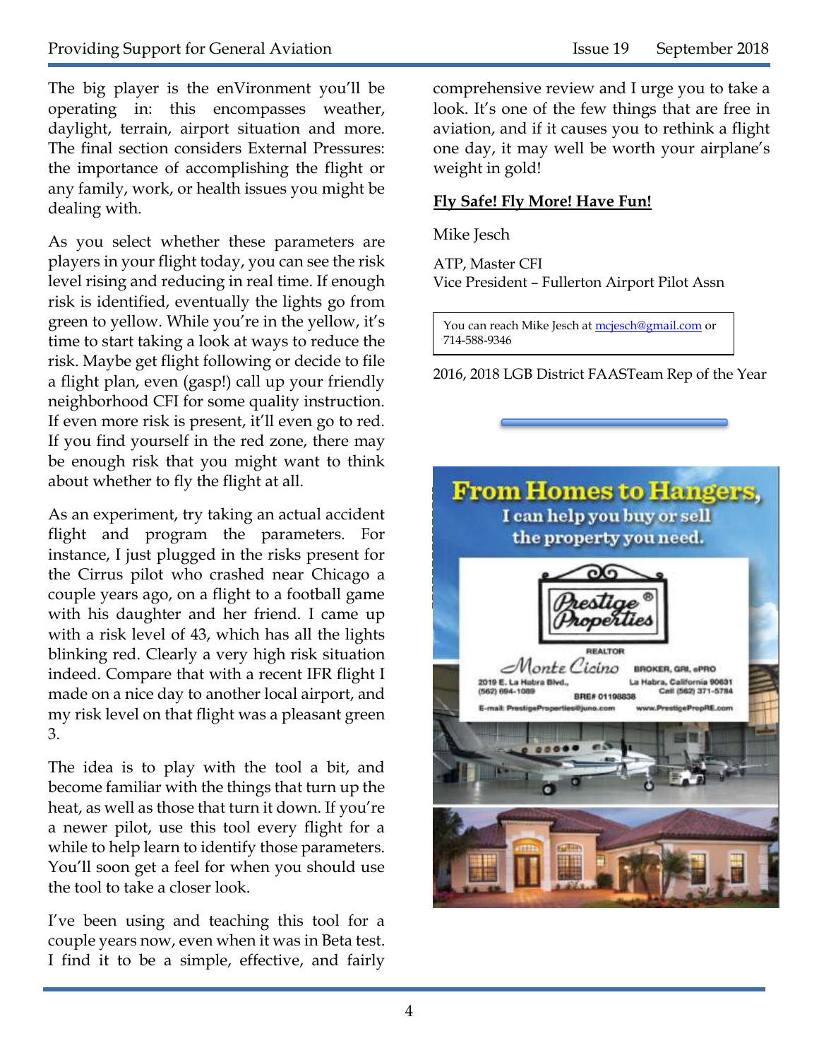The big player is the enVironment you'll be operating in: this encompasses weather, daylight, terrain, airport situation and more. The final section considers External Pressures: the importance of accomplishing the flight or any family, work, or health issues you might be dealing with.

As you select whether these parameters are players in your flight today, you can see the risk level rising and reducing in real time. If enough risk is identified, eventually the lights go from green to yellow. While you're in the yellow, it's time to start taking a look at ways to reduce the risk. Maybe get flight following or decide to file a flight plan, even (gasp!) call up your friendly neighborhood CFI for some quality instruction. If even more risk is present, it'll even go to red. If you find yourself in the red zone, there may be enough risk that you might want to think about whether to fly the flight at all.

As an experiment, try taking an actual accident flight and program the parameters. For instance, I just plugged in the risks present for the Cirrus pilot who crashed near Chicago a couple years ago, on a flight to a football game with his daughter and her friend. I came up with a risk level of 43, which has all the lights blinking red. Clearly a very high risk situation indeed. Compare that with a recent IFR flight I made on a nice day to another local airport, and my risk level on that flight was a pleasant green 3.

The idea is to play with the tool a bit, and become familiar with the things that turn up the heat, as well as those that turn it down. If you're a newer pilot, use this tool every flight for a while to help learn to identify those parameters. You'll soon get a feel for when you should use the tool to take a closer look.

I've been using and teaching this tool for a couple years now, even when it was in Beta test. I find it to be a simple, effective, and fairly comprehensive review and I urge you to take a look. It's one of the few things that are free in aviation, and if it causes you to rethink a flight one day, it may well be worth your airplane's weight in gold!

**Fly Safe! Fly More! Have Fun!**

Mike Jesch

ATP, Master CFI
Vice President – Fullerton Airport Pilot Assn

You can reach Mike Jesch at mcjesch@gmail.com or 714-588-9346

2016, 2018 LGB District FAASTeam Rep of the Year

**From Homes to Hangers,**
I can help you buy or sell the property you need.

Prestige Properties

REALTOR
Monte Cicino
BROKER, GRI, ePRO
2019 E. La Habra Blvd., La Habra, California 90631
(562) 694-1089 BRE# 01198838 Cell (562) 371-5784
E-mail: PrestigeProperties@juno.com www.PrestigePropRE.com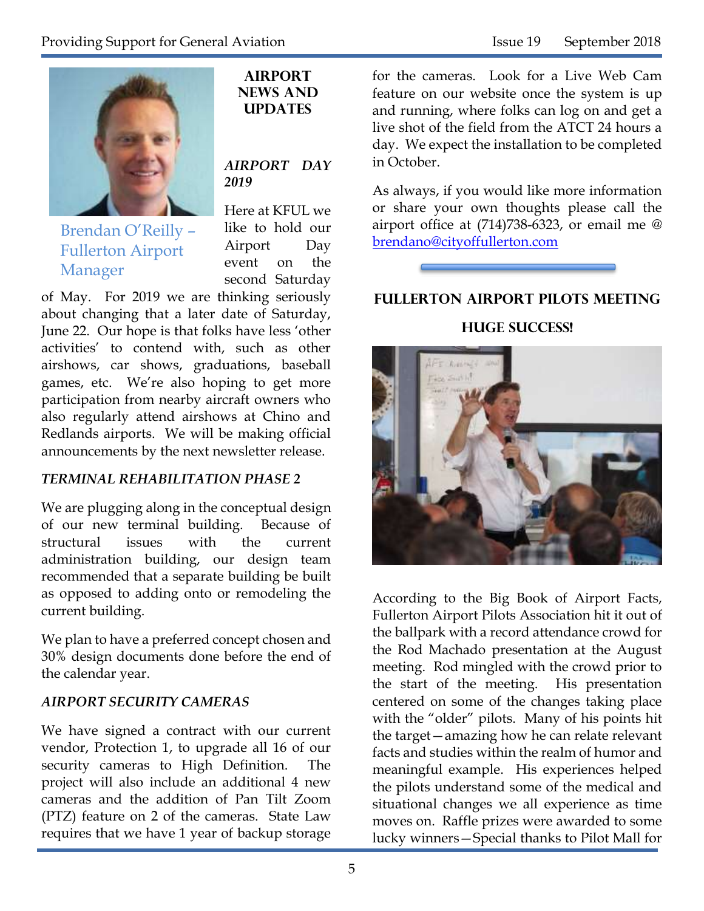## AIRPORT NEWS AND UPDATES

Brendan O'Reilly – Fullerton Airport Manager

### *AIRPORT DAY 2019*

Here at KFUL we like to hold our Airport Day event on the second Saturday of May. For 2019 we are thinking seriously about changing that a later date of Saturday, June 22. Our hope is that folks have less 'other activities' to contend with, such as other airshows, car shows, graduations, baseball games, etc. We're also hoping to get more participation from nearby aircraft owners who also regularly attend airshows at Chino and Redlands airports. We will be making official announcements by the next newsletter release.

### *TERMINAL REHABILITATION PHASE 2*

We are plugging along in the conceptual design of our new terminal building. Because of structural issues with the current administration building, our design team recommended that a separate building be built as opposed to adding onto or remodeling the current building.

We plan to have a preferred concept chosen and 30% design documents done before the end of the calendar year.

### *AIRPORT SECURITY CAMERAS*

We have signed a contract with our current vendor, Protection 1, to upgrade all 16 of our security cameras to High Definition. The project will also include an additional 4 new cameras and the addition of Pan Tilt Zoom (PTZ) feature on 2 of the cameras. State Law requires that we have 1 year of backup storage for the cameras. Look for a Live Web Cam feature on our website once the system is up and running, where folks can log on and get a live shot of the field from the ATCT 24 hours a day. We expect the installation to be completed in October.

As always, if you would like more information or share your own thoughts please call the airport office at (714)738-6323, or email me @ brendano@cityoffullerton.com

## FULLERTON AIRPORT PILOTS MEETING HUGE SUCCESS!

According to the Big Book of Airport Facts, Fullerton Airport Pilots Association hit it out of the ballpark with a record attendance crowd for the Rod Machado presentation at the August meeting. Rod mingled with the crowd prior to the start of the meeting. His presentation centered on some of the changes taking place with the "older" pilots. Many of his points hit the target—amazing how he can relate relevant facts and studies within the realm of humor and meaningful example. His experiences helped the pilots understand some of the medical and situational changes we all experience as time moves on. Raffle prizes were awarded to some lucky winners—Special thanks to Pilot Mall for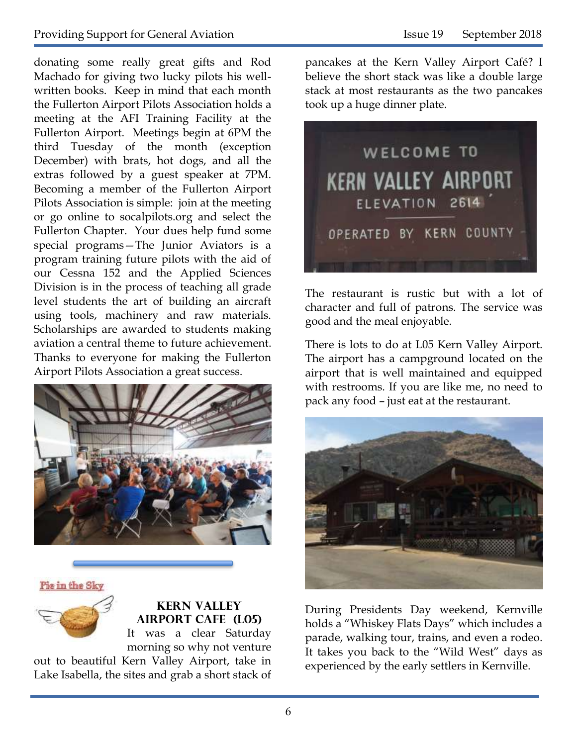donating some really great gifts and Rod Machado for giving two lucky pilots his well-written books. Keep in mind that each month the Fullerton Airport Pilots Association holds a meeting at the AFI Training Facility at the Fullerton Airport. Meetings begin at 6PM the third Tuesday of the month (exception December) with brats, hot dogs, and all the extras followed by a guest speaker at 7PM. Becoming a member of the Fullerton Airport Pilots Association is simple: join at the meeting or go online to socalpilots.org and select the Fullerton Chapter. Your dues help fund some special programs—The Junior Aviators is a program training future pilots with the aid of our Cessna 152 and the Applied Sciences Division is in the process of teaching all grade level students the art of building an aircraft using tools, machinery and raw materials. Scholarships are awarded to students making aviation a central theme to future achievement. Thanks to everyone for making the Fullerton Airport Pilots Association a great success.

Pie in the Sky

## KERN VALLEY AIRPORT CAFE (L05)

It was a clear Saturday morning so why not venture out to beautiful Kern Valley Airport, take in Lake Isabella, the sites and grab a short stack of pancakes at the Kern Valley Airport Café? I believe the short stack was like a double large stack at most restaurants as the two pancakes took up a huge dinner plate.

WELCOME TO KERN VALLEY AIRPORT ELEVATION 2614' OPERATED BY KERN COUNTY

The restaurant is rustic but with a lot of character and full of patrons. The service was good and the meal enjoyable.

There is lots to do at L05 Kern Valley Airport. The airport has a campground located on the airport that is well maintained and equipped with restrooms. If you are like me, no need to pack any food – just eat at the restaurant.

During Presidents Day weekend, Kernville holds a “Whiskey Flats Days” which includes a parade, walking tour, trains, and even a rodeo. It takes you back to the “Wild West” days as experienced by the early settlers in Kernville.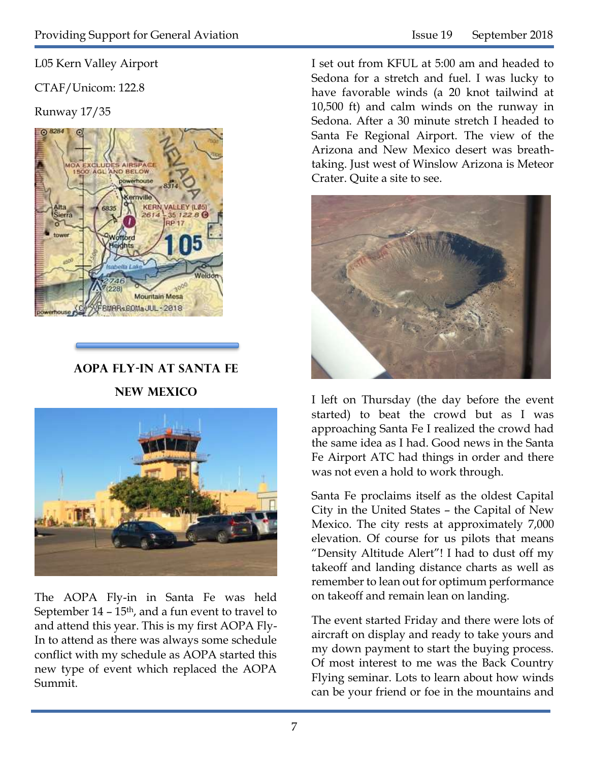L05 Kern Valley Airport

CTAF/Unicom: 122.8

Runway 17/35

## AOPA Fly-in at Santa Fe New Mexico

The AOPA Fly-in in Santa Fe was held September 14 – 15th, and a fun event to travel to and attend this year. This is my first AOPA Fly-In to attend as there was always some schedule conflict with my schedule as AOPA started this new type of event which replaced the AOPA Summit.

I set out from KFUL at 5:00 am and headed to Sedona for a stretch and fuel. I was lucky to have favorable winds (a 20 knot tailwind at 10,500 ft) and calm winds on the runway in Sedona. After a 30 minute stretch I headed to Santa Fe Regional Airport. The view of the Arizona and New Mexico desert was breath-taking. Just west of Winslow Arizona is Meteor Crater. Quite a site to see.

I left on Thursday (the day before the event started) to beat the crowd but as I was approaching Santa Fe I realized the crowd had the same idea as I had. Good news in the Santa Fe Airport ATC had things in order and there was not even a hold to work through.

Santa Fe proclaims itself as the oldest Capital City in the United States – the Capital of New Mexico. The city rests at approximately 7,000 elevation. Of course for us pilots that means "Density Altitude Alert"! I had to dust off my takeoff and landing distance charts as well as remember to lean out for optimum performance on takeoff and remain lean on landing.

The event started Friday and there were lots of aircraft on display and ready to take yours and my down payment to start the buying process. Of most interest to me was the Back Country Flying seminar. Lots to learn about how winds can be your friend or foe in the mountains and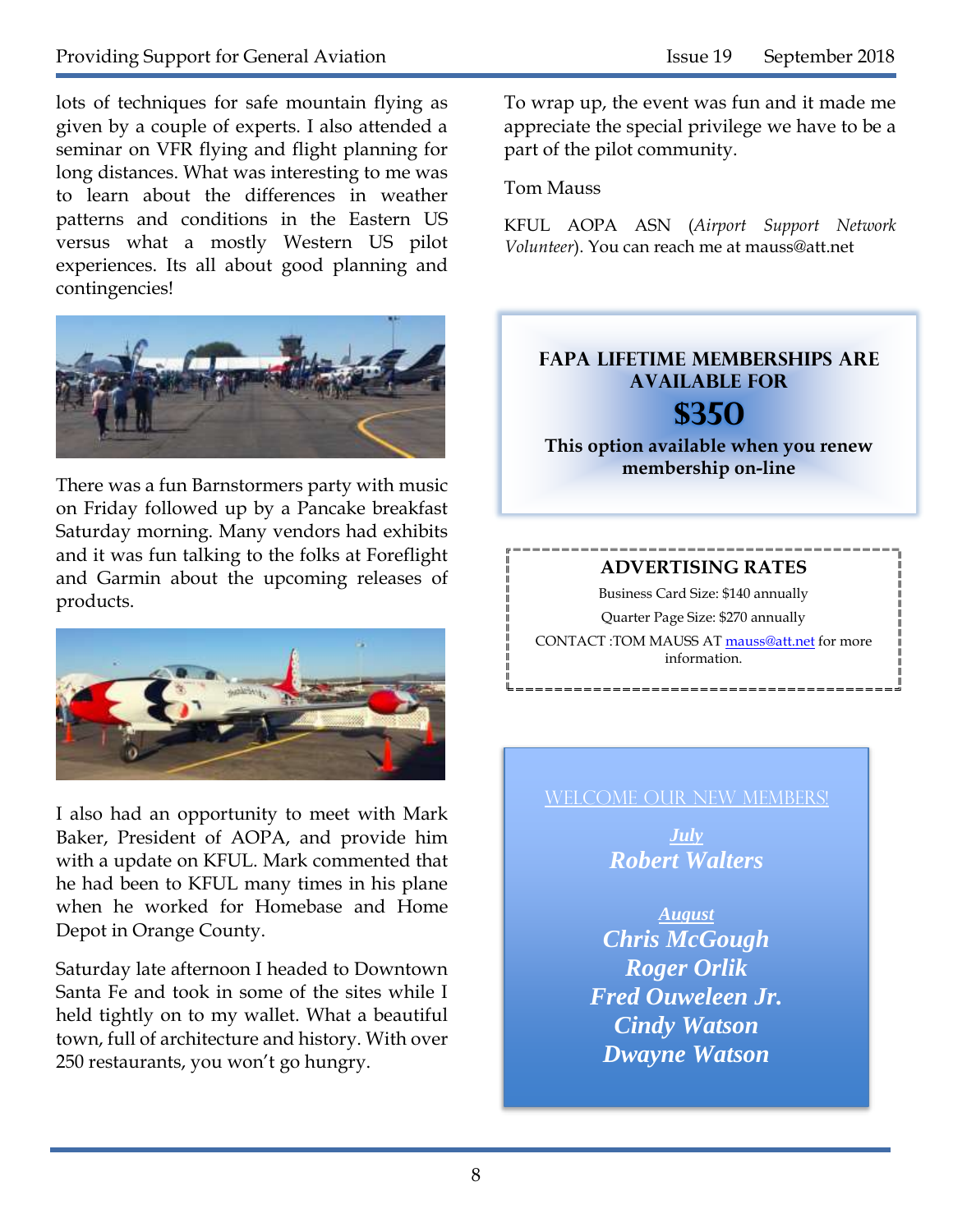lots of techniques for safe mountain flying as given by a couple of experts. I also attended a seminar on VFR flying and flight planning for long distances. What was interesting to me was to learn about the differences in weather patterns and conditions in the Eastern US versus what a mostly Western US pilot experiences. Its all about good planning and contingencies!

There was a fun Barnstormers party with music on Friday followed up by a Pancake breakfast Saturday morning. Many vendors had exhibits and it was fun talking to the folks at Foreflight and Garmin about the upcoming releases of products.

I also had an opportunity to meet with Mark Baker, President of AOPA, and provide him with a update on KFUL. Mark commented that he had been to KFUL many times in his plane when he worked for Homebase and Home Depot in Orange County.

Saturday late afternoon I headed to Downtown Santa Fe and took in some of the sites while I held tightly on to my wallet. What a beautiful town, full of architecture and history. With over 250 restaurants, you won't go hungry.

To wrap up, the event was fun and it made me appreciate the special privilege we have to be a part of the pilot community.

Tom Mauss

KFUL AOPA ASN (*Airport Support Network Volunteer*). You can reach me at mauss@att.net

**FAPA LIFETIME MEMBERSHIPS ARE AVAILABLE FOR**

**$350**

**This option available when you renew membership on-line**

**ADVERTISING RATES**

Business Card Size: $140 annually

Quarter Page Size: $270 annually

CONTACT :TOM MAUSS AT mauss@att.net for more information.

WELCOME OUR NEW MEMBERS!

***July***

***Robert Walters***

***August***

***Chris McGough***

***Roger Orlik***

***Fred Ouweleen Jr.***

***Cindy Watson***

***Dwayne Watson***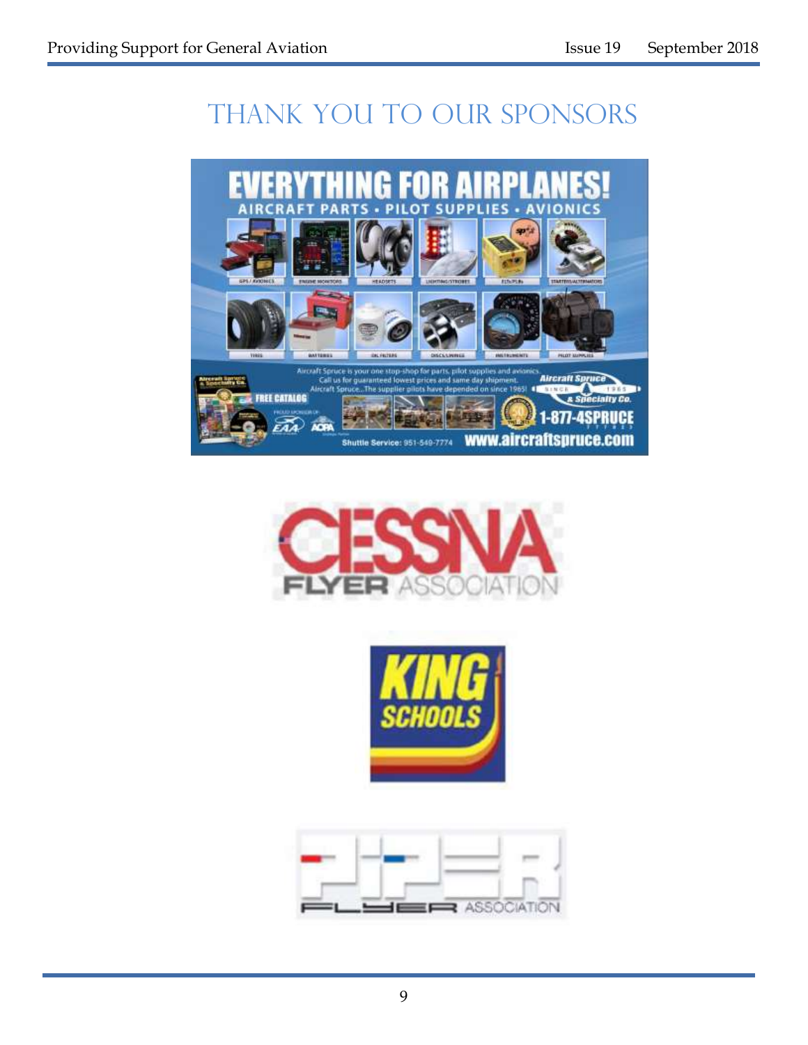# THANK YOU TO OUR SPONSORS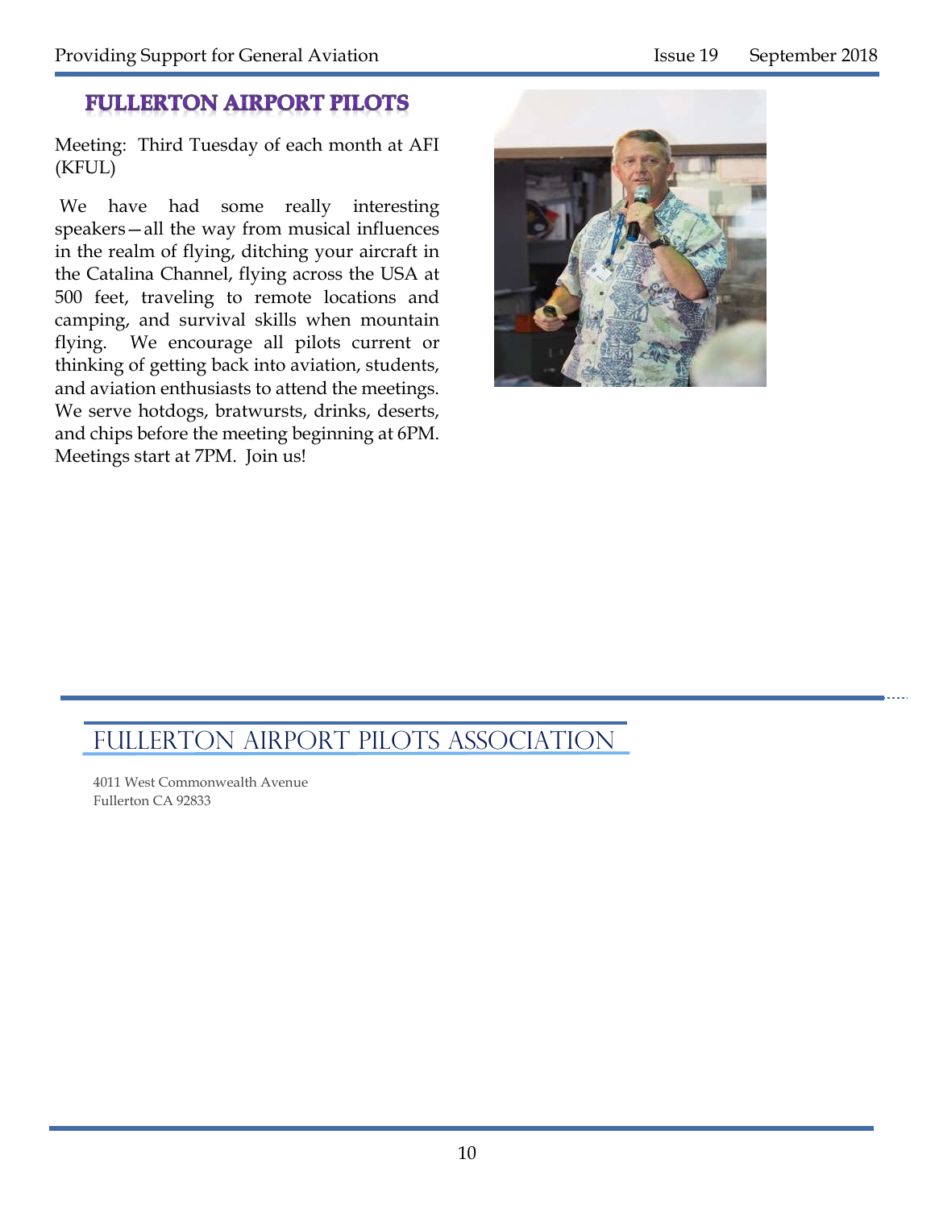## FULLERTON AIRPORT PILOTS

Meeting: Third Tuesday of each month at AFI (KFUL)

We have had some really interesting speakers—all the way from musical influences in the realm of flying, ditching your aircraft in the Catalina Channel, flying across the USA at 500 feet, traveling to remote locations and camping, and survival skills when mountain flying. We encourage all pilots current or thinking of getting back into aviation, students, and aviation enthusiasts to attend the meetings. We serve hotdogs, bratwursts, drinks, deserts, and chips before the meeting beginning at 6PM. Meetings start at 7PM. Join us!

## FULLERTON AIRPORT PILOTS ASSOCIATION

4011 West Commonwealth Avenue
Fullerton CA 92833